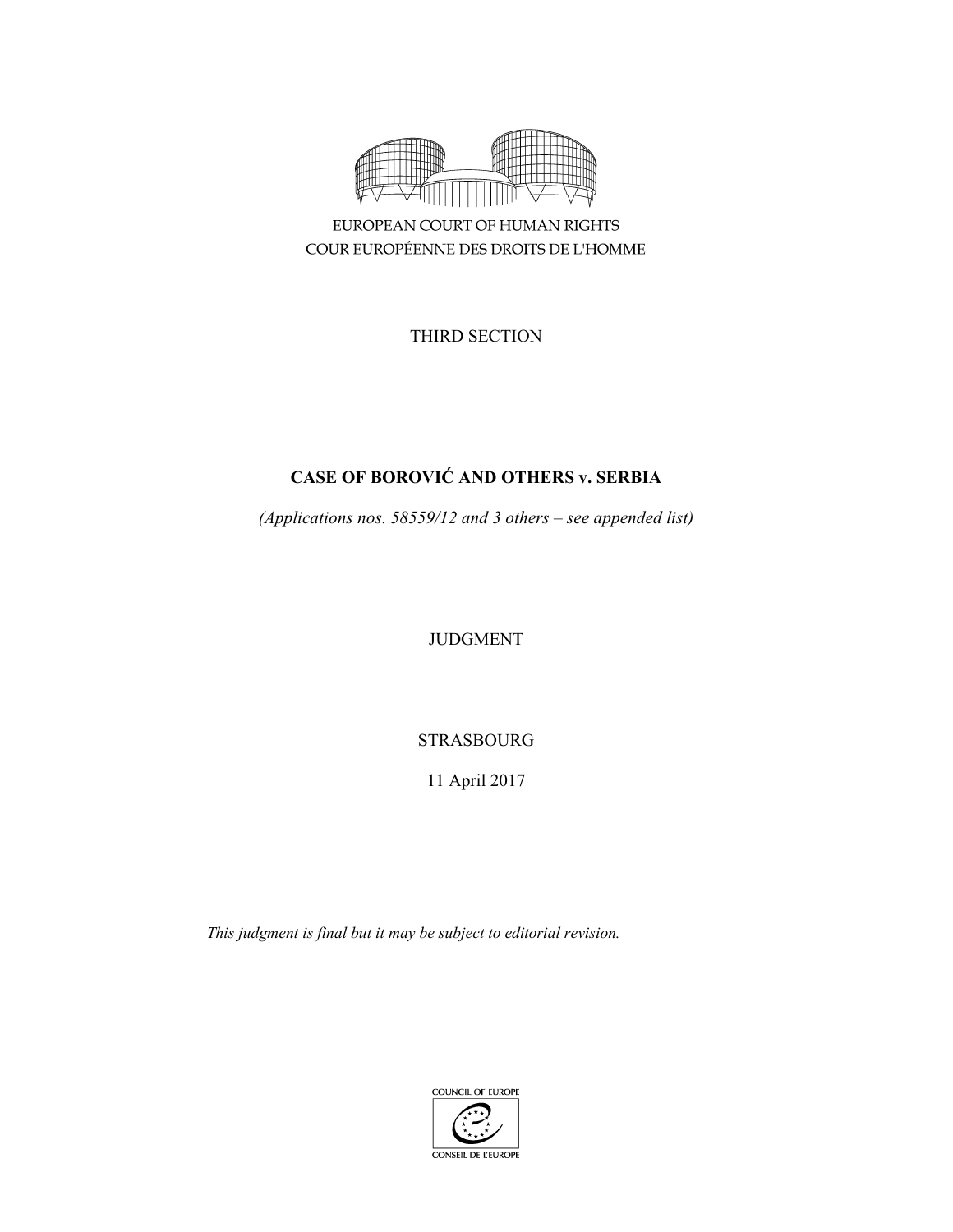EUROPEAN COURT OF HUMAN RIGHTS
COUR EUROPÉENNE DES DROITS DE L'HOMME

THIRD SECTION

# CASE OF BOROVIĆ AND OTHERS v. SERBIA

*(Applications nos. 58559/12 and 3 others – see appended list)*

JUDGMENT

STRASBOURG

11 April 2017

*This judgment is final but it may be subject to editorial revision.*

COUNCIL OF EUROPE
CONSEIL DE L'EUROPE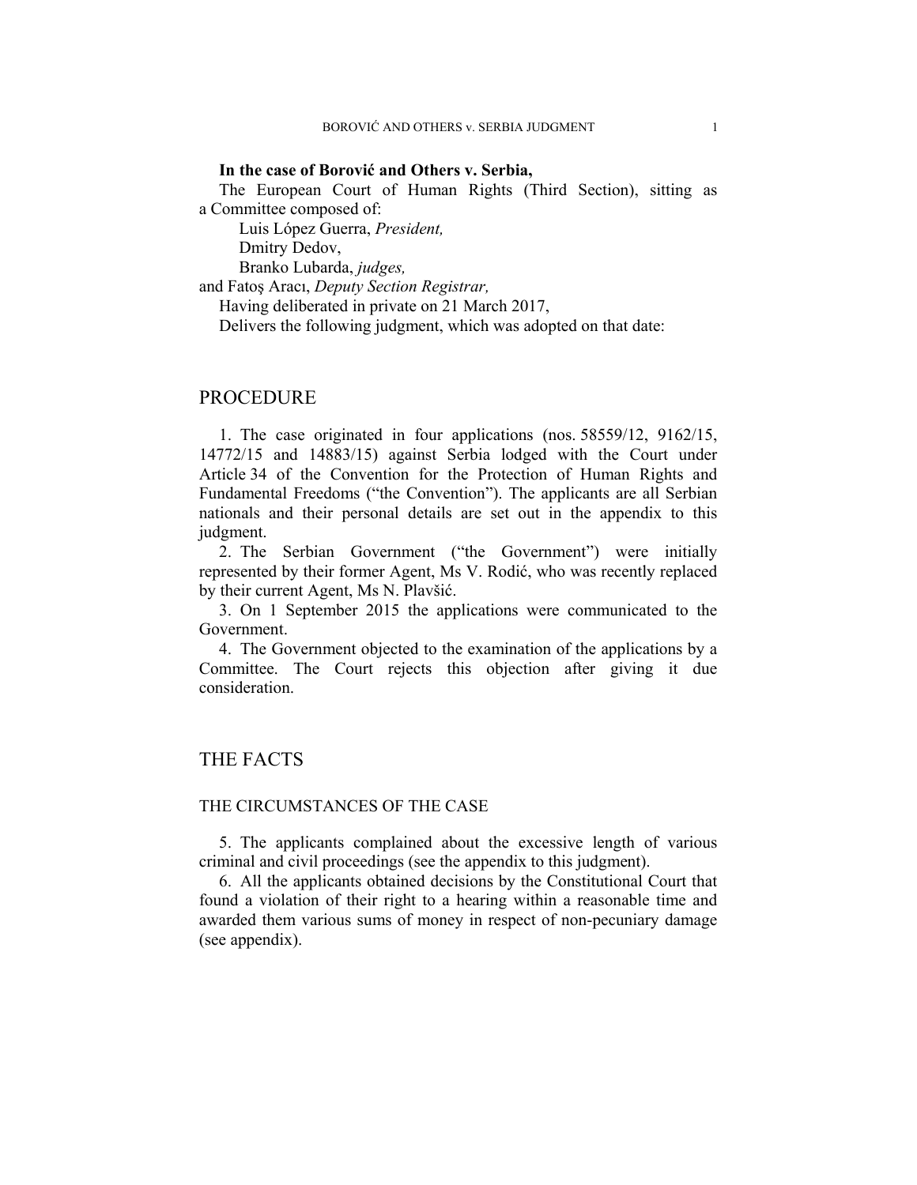**In the case of Borović and Others v. Serbia,**

The European Court of Human Rights (Third Section), sitting as a Committee composed of:

Luis López Guerra, *President,*
Dmitry Dedov,
Branko Lubarda, *judges,*
and Fatoş Aracı, *Deputy Section Registrar,*

Having deliberated in private on 21 March 2017,

Delivers the following judgment, which was adopted on that date:

# PROCEDURE

1. The case originated in four applications (nos. 58559/12, 9162/15, 14772/15 and 14883/15) against Serbia lodged with the Court under Article 34 of the Convention for the Protection of Human Rights and Fundamental Freedoms ("the Convention"). The applicants are all Serbian nationals and their personal details are set out in the appendix to this judgment.

2. The Serbian Government ("the Government") were initially represented by their former Agent, Ms V. Rodić, who was recently replaced by their current Agent, Ms N. Plavšić.

3. On 1 September 2015 the applications were communicated to the Government.

4. The Government objected to the examination of the applications by a Committee. The Court rejects this objection after giving it due consideration.

# THE FACTS

## THE CIRCUMSTANCES OF THE CASE

5. The applicants complained about the excessive length of various criminal and civil proceedings (see the appendix to this judgment).

6. All the applicants obtained decisions by the Constitutional Court that found a violation of their right to a hearing within a reasonable time and awarded them various sums of money in respect of non-pecuniary damage (see appendix).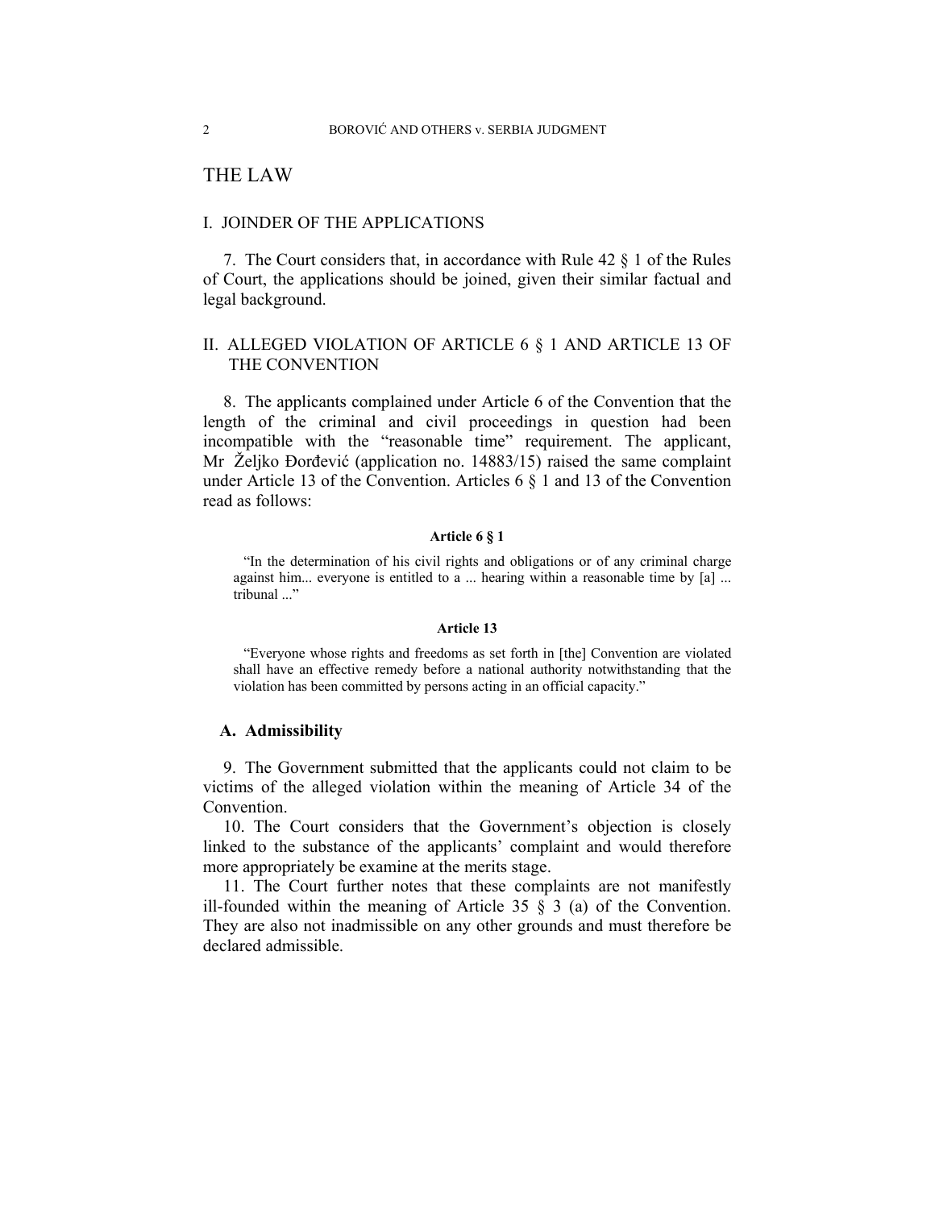# THE LAW

## I. JOINDER OF THE APPLICATIONS

7. The Court considers that, in accordance with Rule 42 § 1 of the Rules of Court, the applications should be joined, given their similar factual and legal background.

## II. ALLEGED VIOLATION OF ARTICLE 6 § 1 AND ARTICLE 13 OF THE CONVENTION

8. The applicants complained under Article 6 of the Convention that the length of the criminal and civil proceedings in question had been incompatible with the "reasonable time" requirement. The applicant, Mr Željko Đorđević (application no. 14883/15) raised the same complaint under Article 13 of the Convention. Articles 6 § 1 and 13 of the Convention read as follows:

**Article 6 § 1**

> "In the determination of his civil rights and obligations or of any criminal charge against him... everyone is entitled to a ... hearing within a reasonable time by [a] ... tribunal ..."

**Article 13**

> "Everyone whose rights and freedoms as set forth in [the] Convention are violated shall have an effective remedy before a national authority notwithstanding that the violation has been committed by persons acting in an official capacity."

### A. Admissibility

9. The Government submitted that the applicants could not claim to be victims of the alleged violation within the meaning of Article 34 of the Convention.

10. The Court considers that the Government's objection is closely linked to the substance of the applicants' complaint and would therefore more appropriately be examine at the merits stage.

11. The Court further notes that these complaints are not manifestly ill-founded within the meaning of Article 35 § 3 (a) of the Convention. They are also not inadmissible on any other grounds and must therefore be declared admissible.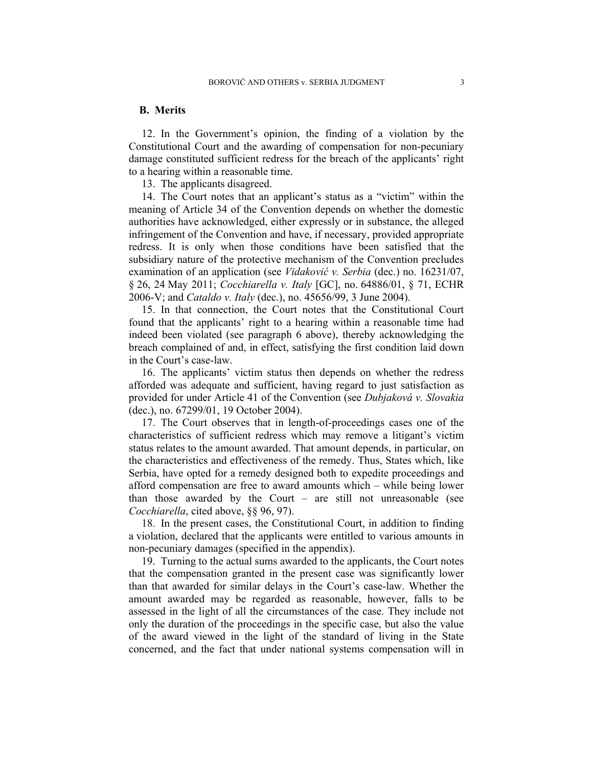### B. Merits

12. In the Government's opinion, the finding of a violation by the Constitutional Court and the awarding of compensation for non-pecuniary damage constituted sufficient redress for the breach of the applicants' right to a hearing within a reasonable time.

13. The applicants disagreed.

14. The Court notes that an applicant's status as a "victim" within the meaning of Article 34 of the Convention depends on whether the domestic authorities have acknowledged, either expressly or in substance, the alleged infringement of the Convention and have, if necessary, provided appropriate redress. It is only when those conditions have been satisfied that the subsidiary nature of the protective mechanism of the Convention precludes examination of an application (see *Vidaković v. Serbia* (dec.) no. 16231/07, § 26, 24 May 2011; *Cocchiarella v. Italy* [GC], no. 64886/01, § 71, ECHR 2006-V; and *Cataldo v. Italy* (dec.), no. 45656/99, 3 June 2004).

15. In that connection, the Court notes that the Constitutional Court found that the applicants' right to a hearing within a reasonable time had indeed been violated (see paragraph 6 above), thereby acknowledging the breach complained of and, in effect, satisfying the first condition laid down in the Court's case-law.

16. The applicants' victim status then depends on whether the redress afforded was adequate and sufficient, having regard to just satisfaction as provided for under Article 41 of the Convention (see *Dubjaková v. Slovakia* (dec.), no. 67299/01, 19 October 2004).

17. The Court observes that in length-of-proceedings cases one of the characteristics of sufficient redress which may remove a litigant's victim status relates to the amount awarded. That amount depends, in particular, on the characteristics and effectiveness of the remedy. Thus, States which, like Serbia, have opted for a remedy designed both to expedite proceedings and afford compensation are free to award amounts which – while being lower than those awarded by the Court – are still not unreasonable (see *Cocchiarella*, cited above, §§ 96, 97).

18. In the present cases, the Constitutional Court, in addition to finding a violation, declared that the applicants were entitled to various amounts in non-pecuniary damages (specified in the appendix).

19. Turning to the actual sums awarded to the applicants, the Court notes that the compensation granted in the present case was significantly lower than that awarded for similar delays in the Court's case-law. Whether the amount awarded may be regarded as reasonable, however, falls to be assessed in the light of all the circumstances of the case. They include not only the duration of the proceedings in the specific case, but also the value of the award viewed in the light of the standard of living in the State concerned, and the fact that under national systems compensation will in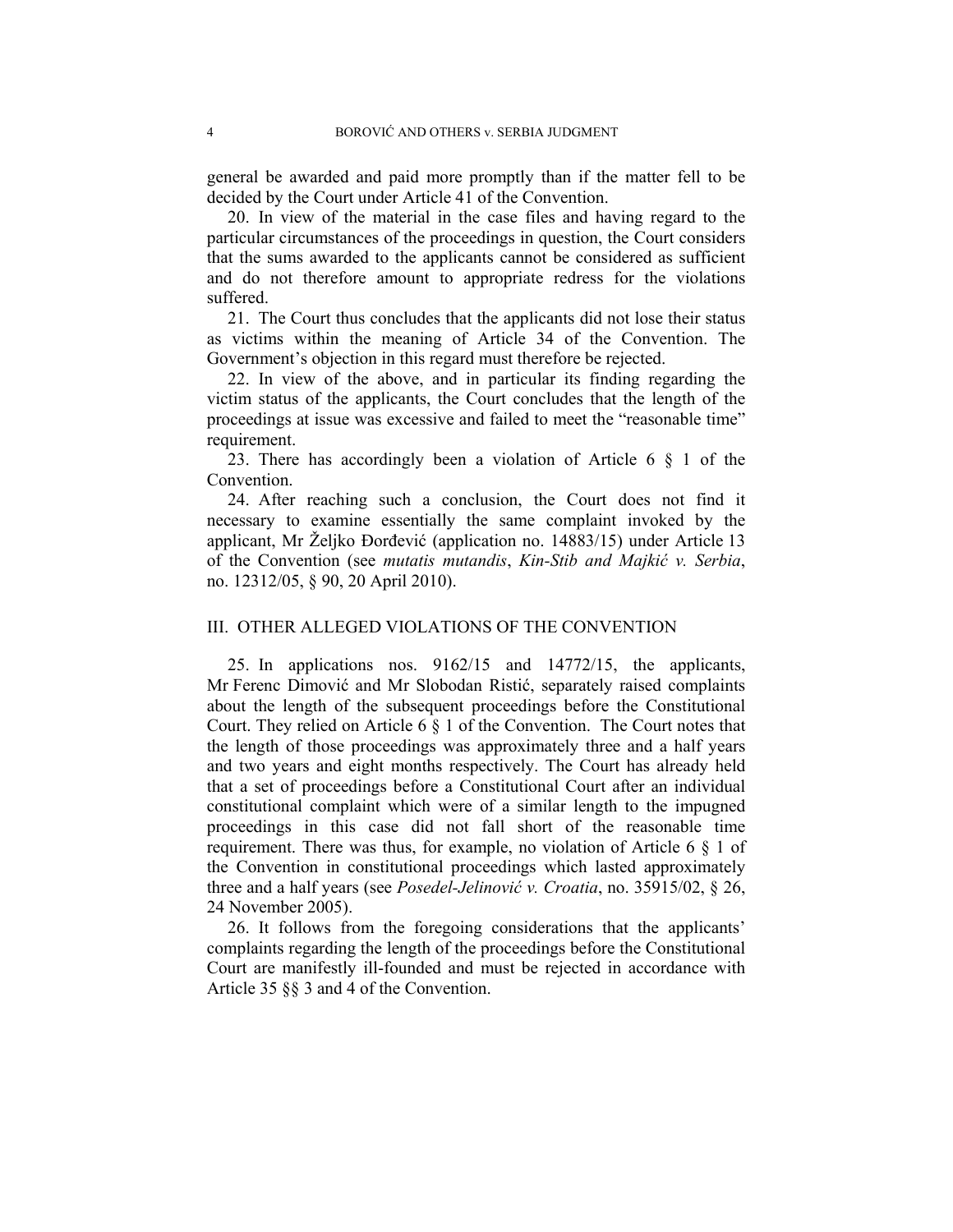general be awarded and paid more promptly than if the matter fell to be decided by the Court under Article 41 of the Convention.

20. In view of the material in the case files and having regard to the particular circumstances of the proceedings in question, the Court considers that the sums awarded to the applicants cannot be considered as sufficient and do not therefore amount to appropriate redress for the violations suffered.

21. The Court thus concludes that the applicants did not lose their status as victims within the meaning of Article 34 of the Convention. The Government's objection in this regard must therefore be rejected.

22. In view of the above, and in particular its finding regarding the victim status of the applicants, the Court concludes that the length of the proceedings at issue was excessive and failed to meet the "reasonable time" requirement.

23. There has accordingly been a violation of Article 6 § 1 of the Convention.

24. After reaching such a conclusion, the Court does not find it necessary to examine essentially the same complaint invoked by the applicant, Mr Željko Đorđević (application no. 14883/15) under Article 13 of the Convention (see *mutatis mutandis*, *Kin-Stib and Majkić v. Serbia*, no. 12312/05, § 90, 20 April 2010).

## III. OTHER ALLEGED VIOLATIONS OF THE CONVENTION

25. In applications nos. 9162/15 and 14772/15, the applicants, Mr Ferenc Dimović and Mr Slobodan Ristić, separately raised complaints about the length of the subsequent proceedings before the Constitutional Court. They relied on Article 6 § 1 of the Convention. The Court notes that the length of those proceedings was approximately three and a half years and two years and eight months respectively. The Court has already held that a set of proceedings before a Constitutional Court after an individual constitutional complaint which were of a similar length to the impugned proceedings in this case did not fall short of the reasonable time requirement. There was thus, for example, no violation of Article 6 § 1 of the Convention in constitutional proceedings which lasted approximately three and a half years (see *Posedel-Jelinović v. Croatia*, no. 35915/02, § 26, 24 November 2005).

26. It follows from the foregoing considerations that the applicants' complaints regarding the length of the proceedings before the Constitutional Court are manifestly ill-founded and must be rejected in accordance with Article 35 §§ 3 and 4 of the Convention.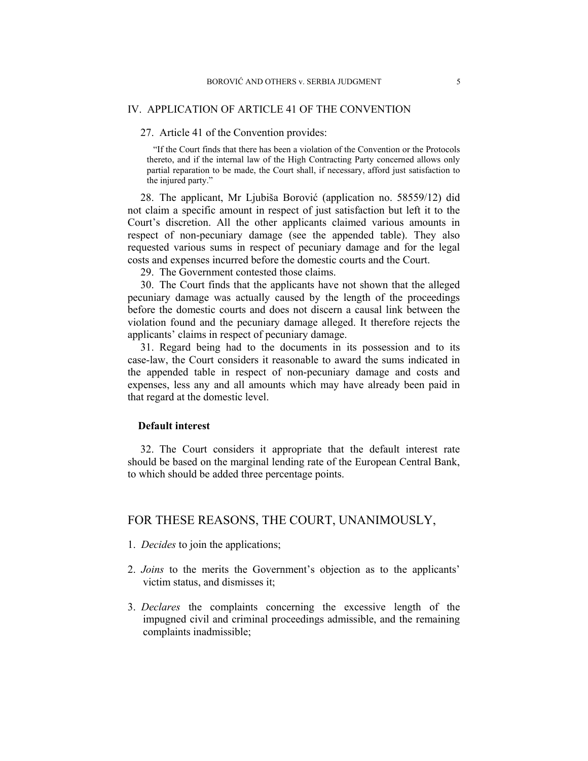## IV. APPLICATION OF ARTICLE 41 OF THE CONVENTION

27. Article 41 of the Convention provides:

> "If the Court finds that there has been a violation of the Convention or the Protocols thereto, and if the internal law of the High Contracting Party concerned allows only partial reparation to be made, the Court shall, if necessary, afford just satisfaction to the injured party."

28. The applicant, Mr Ljubiša Borović (application no. 58559/12) did not claim a specific amount in respect of just satisfaction but left it to the Court's discretion. All the other applicants claimed various amounts in respect of non-pecuniary damage (see the appended table). They also requested various sums in respect of pecuniary damage and for the legal costs and expenses incurred before the domestic courts and the Court.

29. The Government contested those claims.

30. The Court finds that the applicants have not shown that the alleged pecuniary damage was actually caused by the length of the proceedings before the domestic courts and does not discern a causal link between the violation found and the pecuniary damage alleged. It therefore rejects the applicants' claims in respect of pecuniary damage.

31. Regard being had to the documents in its possession and to its case-law, the Court considers it reasonable to award the sums indicated in the appended table in respect of non-pecuniary damage and costs and expenses, less any and all amounts which may have already been paid in that regard at the domestic level.

### Default interest

32. The Court considers it appropriate that the default interest rate should be based on the marginal lending rate of the European Central Bank, to which should be added three percentage points.

## FOR THESE REASONS, THE COURT, UNANIMOUSLY,

1. *Decides* to join the applications;

2. *Joins* to the merits the Government's objection as to the applicants' victim status, and dismisses it;

3. *Declares* the complaints concerning the excessive length of the impugned civil and criminal proceedings admissible, and the remaining complaints inadmissible;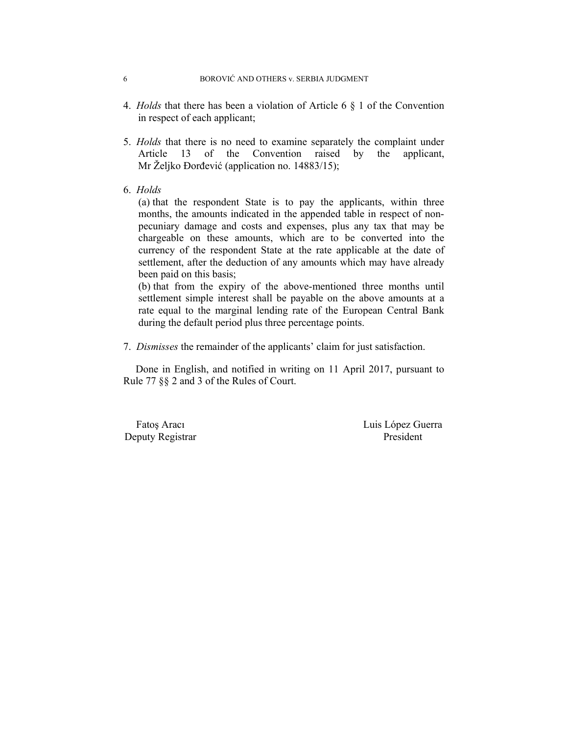4. *Holds* that there has been a violation of Article 6 § 1 of the Convention in respect of each applicant;

5. *Holds* that there is no need to examine separately the complaint under Article 13 of the Convention raised by the applicant, Mr Željko Đorđević (application no. 14883/15);

6. *Holds*

   (a) that the respondent State is to pay the applicants, within three months, the amounts indicated in the appended table in respect of non-pecuniary damage and costs and expenses, plus any tax that may be chargeable on these amounts, which are to be converted into the currency of the respondent State at the rate applicable at the date of settlement, after the deduction of any amounts which may have already been paid on this basis;

   (b) that from the expiry of the above-mentioned three months until settlement simple interest shall be payable on the above amounts at a rate equal to the marginal lending rate of the European Central Bank during the default period plus three percentage points.

7. *Dismisses* the remainder of the applicants' claim for just satisfaction.

Done in English, and notified in writing on 11 April 2017, pursuant to Rule 77 §§ 2 and 3 of the Rules of Court.

Fatoş Aracı
Deputy Registrar

Luis López Guerra
President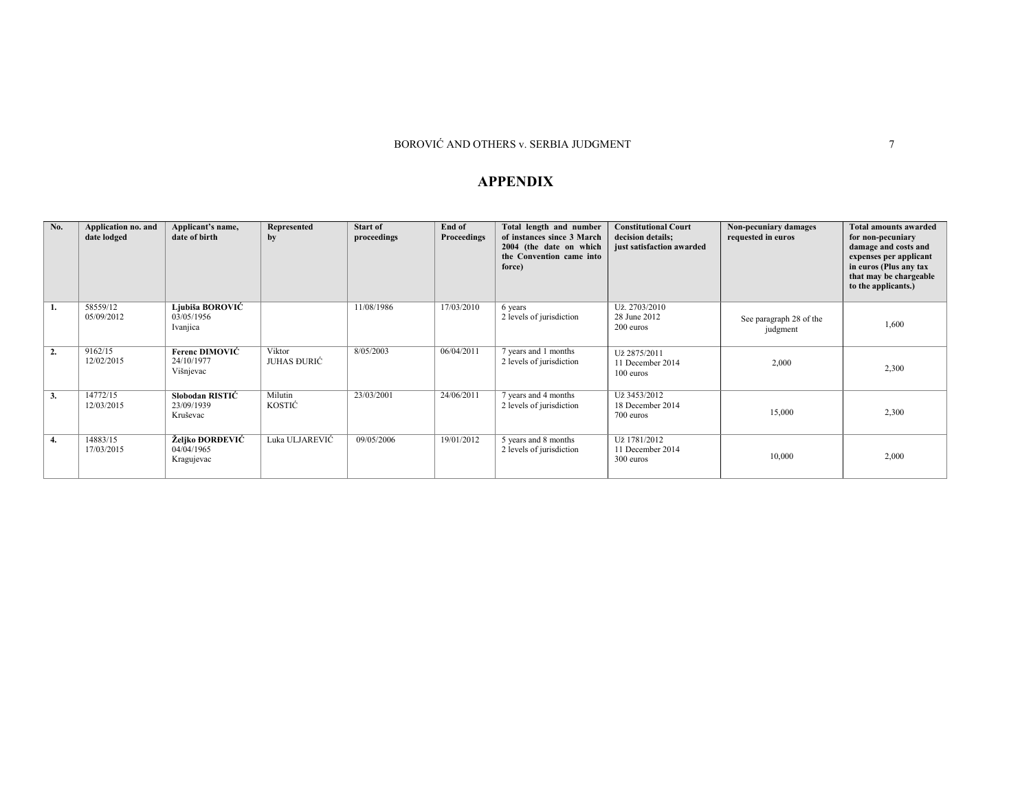# APPENDIX

| No. | Application no. and date lodged | Applicant's name, date of birth | Represented by | Start of proceedings | End of Proceedings | Total length and number of instances since 3 March 2004 (the date on which the Convention came into force) | Constitutional Court decision details; just satisfaction awarded | Non-pecuniary damages requested in euros | Total amounts awarded for non-pecuniary damage and costs and expenses per applicant in euros (Plus any tax that may be chargeable to the applicants.) |
|---|---|---|---|---|---|---|---|---|---|
| **1.** | 58559/12<br>05/09/2012 | **Ljubiša BOROVIĆ**<br>03/05/1956<br>Ivanjica | | 11/08/1986 | 17/03/2010 | 6 years<br>2 levels of jurisdiction | Už. 2703/2010<br>28 June 2012<br>200 euros | See paragraph 28 of the judgment | 1,600 |
| **2.** | 9162/15<br>12/02/2015 | **Ferenc DIMOVIĆ**<br>24/10/1977<br>Višnjevac | Viktor<br>JUHAS ĐURIĆ | 8/05/2003 | 06/04/2011 | 7 years and 1 months<br>2 levels of jurisdiction | Už 2875/2011<br>11 December 2014<br>100 euros | 2,000 | 2,300 |
| **3.** | 14772/15<br>12/03/2015 | **Slobodan RISTIĆ**<br>23/09/1939<br>Kruševac | Milutin<br>KOSTIĆ | 23/03/2001 | 24/06/2011 | 7 years and 4 months<br>2 levels of jurisdiction | Už 3453/2012<br>18 December 2014<br>700 euros | 15,000 | 2,300 |
| **4.** | 14883/15<br>17/03/2015 | **Željko ĐORĐEVIĆ**<br>04/04/1965<br>Kragujevac | Luka ULJAREVIĆ | 09/05/2006 | 19/01/2012 | 5 years and 8 months<br>2 levels of jurisdiction | Už 1781/2012<br>11 December 2014<br>300 euros | 10,000 | 2,000 |